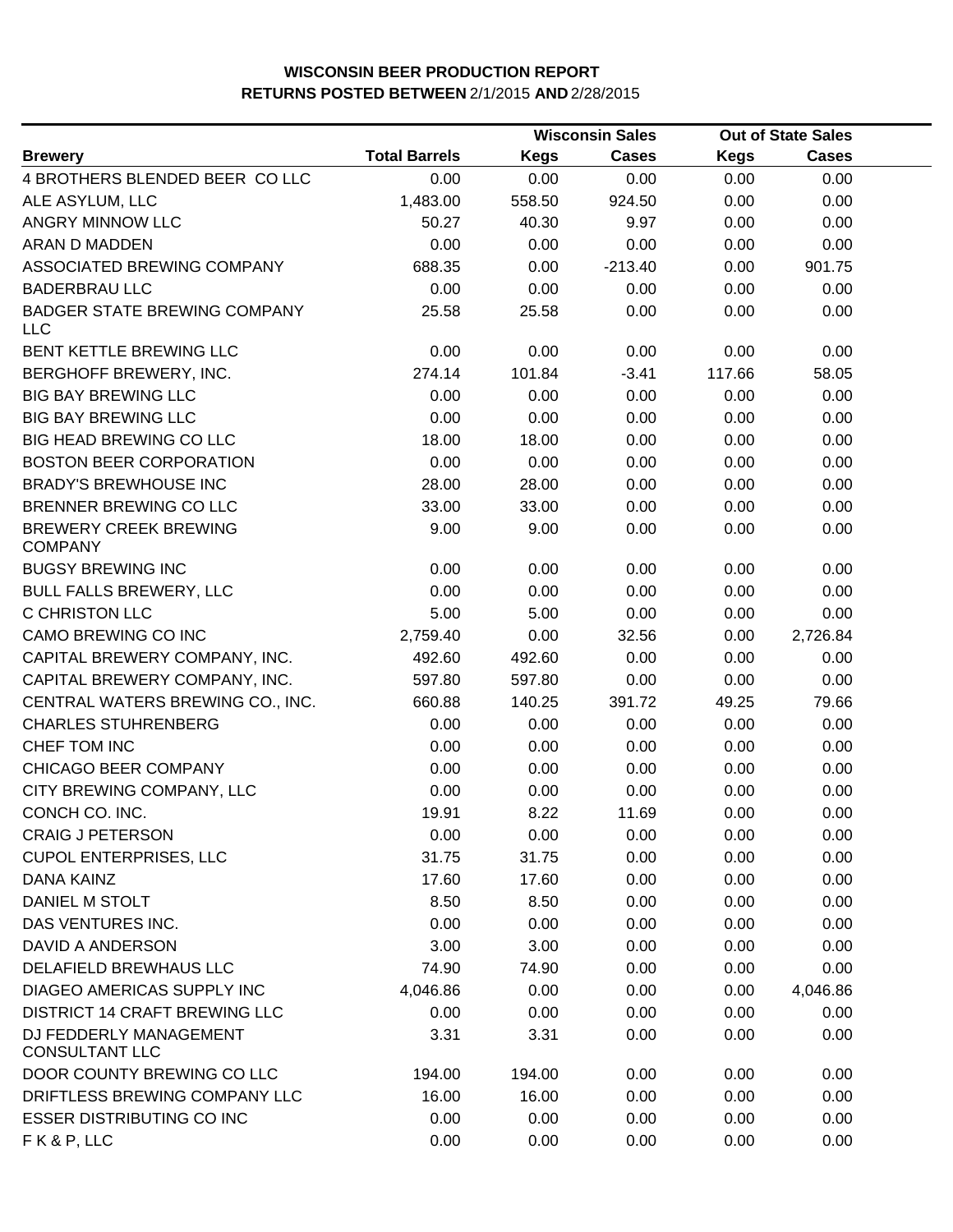# WISCONSIN BEER PRODUCTION REPORT
## RETURNS POSTED BETWEEN 2/1/2015 AND 2/28/2015

| Brewery | Total Barrels | Wisconsin Sales | | Out of State Sales | |
|---|---|---|---|---|---|
| | | Kegs | Cases | Kegs | Cases |
| 4 BROTHERS BLENDED BEER CO LLC | 0.00 | 0.00 | 0.00 | 0.00 | 0.00 |
| ALE ASYLUM, LLC | 1,483.00 | 558.50 | 924.50 | 0.00 | 0.00 |
| ANGRY MINNOW LLC | 50.27 | 40.30 | 9.97 | 0.00 | 0.00 |
| ARAN D MADDEN | 0.00 | 0.00 | 0.00 | 0.00 | 0.00 |
| ASSOCIATED BREWING COMPANY | 688.35 | 0.00 | -213.40 | 0.00 | 901.75 |
| BADERBRAU LLC | 0.00 | 0.00 | 0.00 | 0.00 | 0.00 |
| BADGER STATE BREWING COMPANY LLC | 25.58 | 25.58 | 0.00 | 0.00 | 0.00 |
| BENT KETTLE BREWING LLC | 0.00 | 0.00 | 0.00 | 0.00 | 0.00 |
| BERGHOFF BREWERY, INC. | 274.14 | 101.84 | -3.41 | 117.66 | 58.05 |
| BIG BAY BREWING LLC | 0.00 | 0.00 | 0.00 | 0.00 | 0.00 |
| BIG BAY BREWING LLC | 0.00 | 0.00 | 0.00 | 0.00 | 0.00 |
| BIG HEAD BREWING CO LLC | 18.00 | 18.00 | 0.00 | 0.00 | 0.00 |
| BOSTON BEER CORPORATION | 0.00 | 0.00 | 0.00 | 0.00 | 0.00 |
| BRADY'S BREWHOUSE INC | 28.00 | 28.00 | 0.00 | 0.00 | 0.00 |
| BRENNER BREWING CO LLC | 33.00 | 33.00 | 0.00 | 0.00 | 0.00 |
| BREWERY CREEK BREWING COMPANY | 9.00 | 9.00 | 0.00 | 0.00 | 0.00 |
| BUGSY BREWING INC | 0.00 | 0.00 | 0.00 | 0.00 | 0.00 |
| BULL FALLS BREWERY, LLC | 0.00 | 0.00 | 0.00 | 0.00 | 0.00 |
| C CHRISTON LLC | 5.00 | 5.00 | 0.00 | 0.00 | 0.00 |
| CAMO BREWING CO INC | 2,759.40 | 0.00 | 32.56 | 0.00 | 2,726.84 |
| CAPITAL BREWERY COMPANY, INC. | 492.60 | 492.60 | 0.00 | 0.00 | 0.00 |
| CAPITAL BREWERY COMPANY, INC. | 597.80 | 597.80 | 0.00 | 0.00 | 0.00 |
| CENTRAL WATERS BREWING CO., INC. | 660.88 | 140.25 | 391.72 | 49.25 | 79.66 |
| CHARLES STUHRENBERG | 0.00 | 0.00 | 0.00 | 0.00 | 0.00 |
| CHEF TOM INC | 0.00 | 0.00 | 0.00 | 0.00 | 0.00 |
| CHICAGO BEER COMPANY | 0.00 | 0.00 | 0.00 | 0.00 | 0.00 |
| CITY BREWING COMPANY, LLC | 0.00 | 0.00 | 0.00 | 0.00 | 0.00 |
| CONCH CO. INC. | 19.91 | 8.22 | 11.69 | 0.00 | 0.00 |
| CRAIG J PETERSON | 0.00 | 0.00 | 0.00 | 0.00 | 0.00 |
| CUPOL ENTERPRISES, LLC | 31.75 | 31.75 | 0.00 | 0.00 | 0.00 |
| DANA KAINZ | 17.60 | 17.60 | 0.00 | 0.00 | 0.00 |
| DANIEL M STOLT | 8.50 | 8.50 | 0.00 | 0.00 | 0.00 |
| DAS VENTURES INC. | 0.00 | 0.00 | 0.00 | 0.00 | 0.00 |
| DAVID A ANDERSON | 3.00 | 3.00 | 0.00 | 0.00 | 0.00 |
| DELAFIELD BREWHAUS LLC | 74.90 | 74.90 | 0.00 | 0.00 | 0.00 |
| DIAGEO AMERICAS SUPPLY INC | 4,046.86 | 0.00 | 0.00 | 0.00 | 4,046.86 |
| DISTRICT 14 CRAFT BREWING LLC | 0.00 | 0.00 | 0.00 | 0.00 | 0.00 |
| DJ FEDDERLY MANAGEMENT CONSULTANT LLC | 3.31 | 3.31 | 0.00 | 0.00 | 0.00 |
| DOOR COUNTY BREWING CO LLC | 194.00 | 194.00 | 0.00 | 0.00 | 0.00 |
| DRIFTLESS BREWING COMPANY LLC | 16.00 | 16.00 | 0.00 | 0.00 | 0.00 |
| ESSER DISTRIBUTING CO INC | 0.00 | 0.00 | 0.00 | 0.00 | 0.00 |
| F K & P, LLC | 0.00 | 0.00 | 0.00 | 0.00 | 0.00 |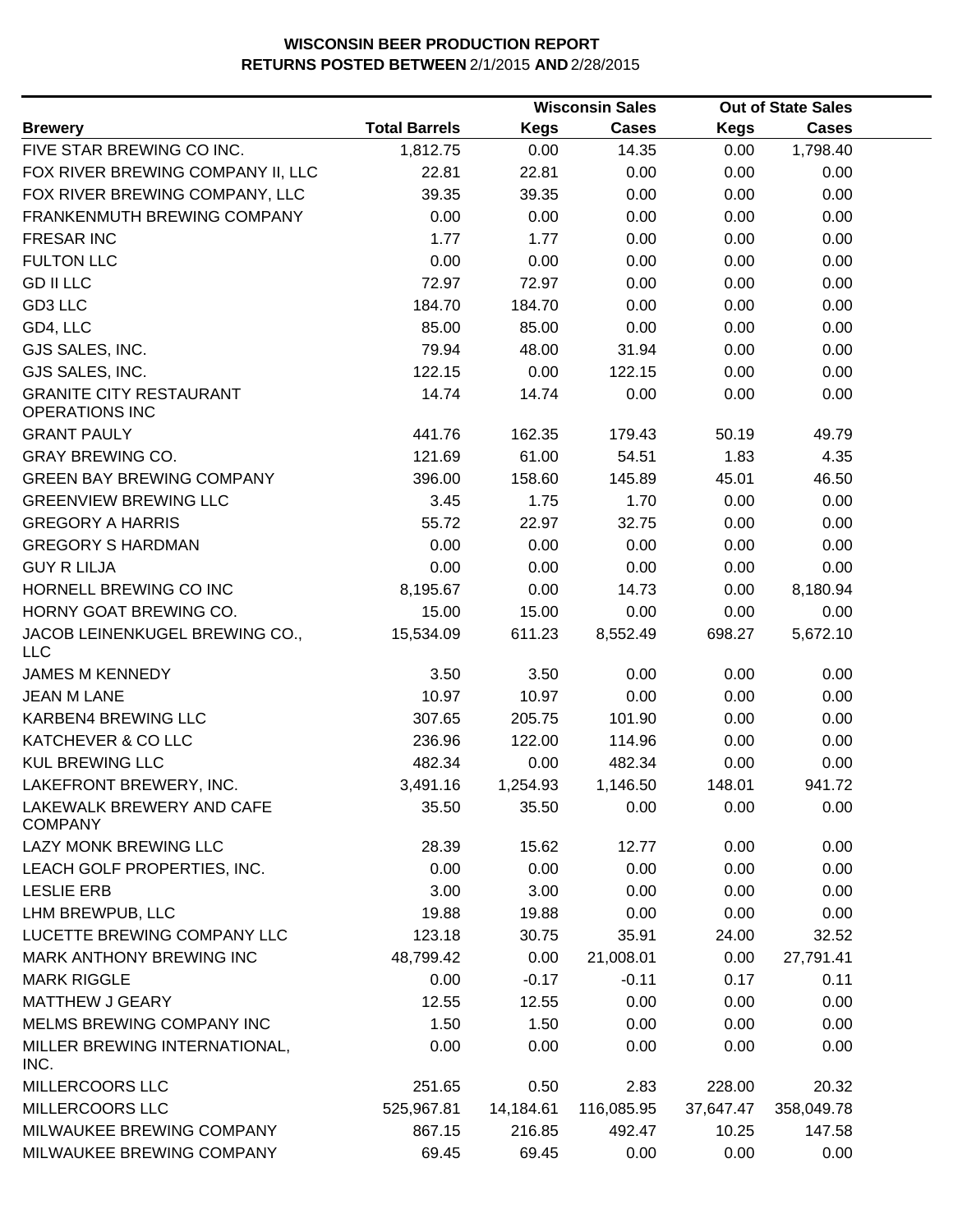**WISCONSIN BEER PRODUCTION REPORT**
**RETURNS POSTED BETWEEN** 2/1/2015 **AND** 2/28/2015

| Brewery | Total Barrels | Wisconsin Sales | | Out of State Sales | |
|---|---|---|---|---|---|
| | | Kegs | Cases | Kegs | Cases |
| FIVE STAR BREWING CO INC. | 1,812.75 | 0.00 | 14.35 | 0.00 | 1,798.40 |
| FOX RIVER BREWING COMPANY II, LLC | 22.81 | 22.81 | 0.00 | 0.00 | 0.00 |
| FOX RIVER BREWING COMPANY, LLC | 39.35 | 39.35 | 0.00 | 0.00 | 0.00 |
| FRANKENMUTH BREWING COMPANY | 0.00 | 0.00 | 0.00 | 0.00 | 0.00 |
| FRESAR INC | 1.77 | 1.77 | 0.00 | 0.00 | 0.00 |
| FULTON LLC | 0.00 | 0.00 | 0.00 | 0.00 | 0.00 |
| GD II LLC | 72.97 | 72.97 | 0.00 | 0.00 | 0.00 |
| GD3 LLC | 184.70 | 184.70 | 0.00 | 0.00 | 0.00 |
| GD4, LLC | 85.00 | 85.00 | 0.00 | 0.00 | 0.00 |
| GJS SALES, INC. | 79.94 | 48.00 | 31.94 | 0.00 | 0.00 |
| GJS SALES, INC. | 122.15 | 0.00 | 122.15 | 0.00 | 0.00 |
| GRANITE CITY RESTAURANT OPERATIONS INC | 14.74 | 14.74 | 0.00 | 0.00 | 0.00 |
| GRANT PAULY | 441.76 | 162.35 | 179.43 | 50.19 | 49.79 |
| GRAY BREWING CO. | 121.69 | 61.00 | 54.51 | 1.83 | 4.35 |
| GREEN BAY BREWING COMPANY | 396.00 | 158.60 | 145.89 | 45.01 | 46.50 |
| GREENVIEW BREWING LLC | 3.45 | 1.75 | 1.70 | 0.00 | 0.00 |
| GREGORY A HARRIS | 55.72 | 22.97 | 32.75 | 0.00 | 0.00 |
| GREGORY S HARDMAN | 0.00 | 0.00 | 0.00 | 0.00 | 0.00 |
| GUY R LILJA | 0.00 | 0.00 | 0.00 | 0.00 | 0.00 |
| HORNELL BREWING CO INC | 8,195.67 | 0.00 | 14.73 | 0.00 | 8,180.94 |
| HORNY GOAT BREWING CO. | 15.00 | 15.00 | 0.00 | 0.00 | 0.00 |
| JACOB LEINENKUGEL BREWING CO., LLC | 15,534.09 | 611.23 | 8,552.49 | 698.27 | 5,672.10 |
| JAMES M KENNEDY | 3.50 | 3.50 | 0.00 | 0.00 | 0.00 |
| JEAN M LANE | 10.97 | 10.97 | 0.00 | 0.00 | 0.00 |
| KARBEN4 BREWING LLC | 307.65 | 205.75 | 101.90 | 0.00 | 0.00 |
| KATCHEVER & CO LLC | 236.96 | 122.00 | 114.96 | 0.00 | 0.00 |
| KUL BREWING LLC | 482.34 | 0.00 | 482.34 | 0.00 | 0.00 |
| LAKEFRONT BREWERY, INC. | 3,491.16 | 1,254.93 | 1,146.50 | 148.01 | 941.72 |
| LAKEWALK BREWERY AND CAFE COMPANY | 35.50 | 35.50 | 0.00 | 0.00 | 0.00 |
| LAZY MONK BREWING LLC | 28.39 | 15.62 | 12.77 | 0.00 | 0.00 |
| LEACH GOLF PROPERTIES, INC. | 0.00 | 0.00 | 0.00 | 0.00 | 0.00 |
| LESLIE ERB | 3.00 | 3.00 | 0.00 | 0.00 | 0.00 |
| LHM BREWPUB, LLC | 19.88 | 19.88 | 0.00 | 0.00 | 0.00 |
| LUCETTE BREWING COMPANY LLC | 123.18 | 30.75 | 35.91 | 24.00 | 32.52 |
| MARK ANTHONY BREWING INC | 48,799.42 | 0.00 | 21,008.01 | 0.00 | 27,791.41 |
| MARK RIGGLE | 0.00 | -0.17 | -0.11 | 0.17 | 0.11 |
| MATTHEW J GEARY | 12.55 | 12.55 | 0.00 | 0.00 | 0.00 |
| MELMS BREWING COMPANY INC | 1.50 | 1.50 | 0.00 | 0.00 | 0.00 |
| MILLER BREWING INTERNATIONAL, INC. | 0.00 | 0.00 | 0.00 | 0.00 | 0.00 |
| MILLERCOORS LLC | 251.65 | 0.50 | 2.83 | 228.00 | 20.32 |
| MILLERCOORS LLC | 525,967.81 | 14,184.61 | 116,085.95 | 37,647.47 | 358,049.78 |
| MILWAUKEE BREWING COMPANY | 867.15 | 216.85 | 492.47 | 10.25 | 147.58 |
| MILWAUKEE BREWING COMPANY | 69.45 | 69.45 | 0.00 | 0.00 | 0.00 |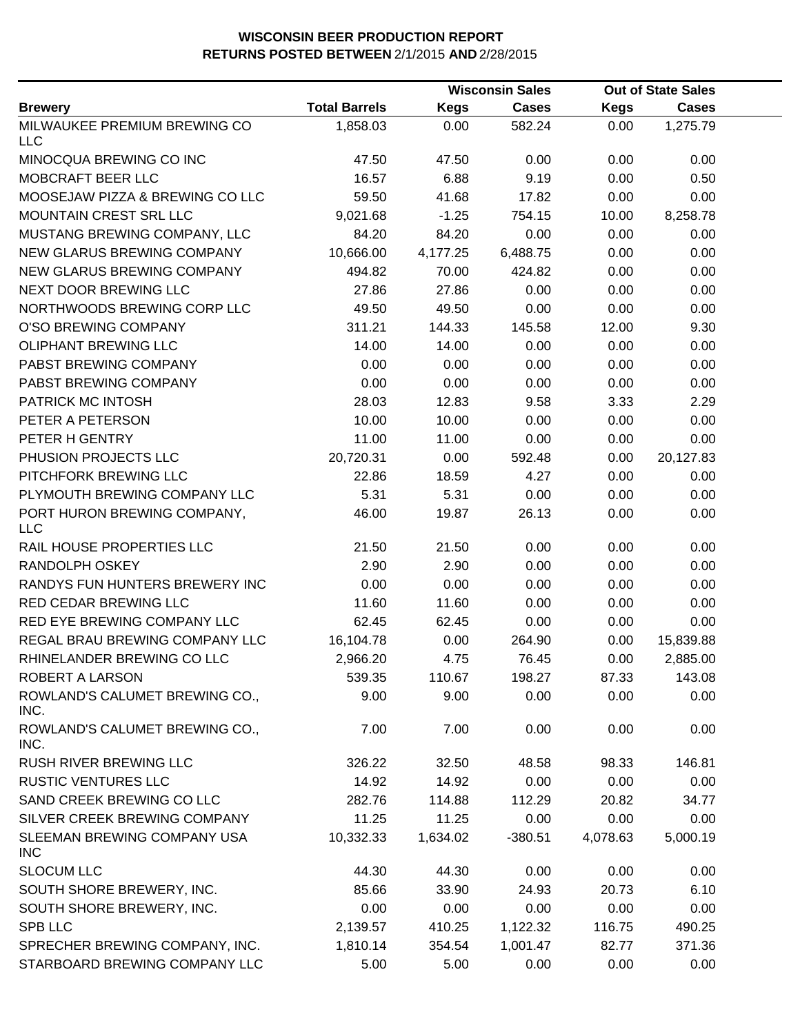# WISCONSIN BEER PRODUCTION REPORT

**RETURNS POSTED BETWEEN** 2/1/2015 **AND** 2/28/2015

| | | Wisconsin Sales | | Out of State Sales | |
|---|---|---|---|---|---|
| **Brewery** | **Total Barrels** | **Kegs** | **Cases** | **Kegs** | **Cases** |
| MILWAUKEE PREMIUM BREWING CO LLC | 1,858.03 | 0.00 | 582.24 | 0.00 | 1,275.79 |
| MINOCQUA BREWING CO INC | 47.50 | 47.50 | 0.00 | 0.00 | 0.00 |
| MOBCRAFT BEER LLC | 16.57 | 6.88 | 9.19 | 0.00 | 0.50 |
| MOOSEJAW PIZZA & BREWING CO LLC | 59.50 | 41.68 | 17.82 | 0.00 | 0.00 |
| MOUNTAIN CREST SRL LLC | 9,021.68 | -1.25 | 754.15 | 10.00 | 8,258.78 |
| MUSTANG BREWING COMPANY, LLC | 84.20 | 84.20 | 0.00 | 0.00 | 0.00 |
| NEW GLARUS BREWING COMPANY | 10,666.00 | 4,177.25 | 6,488.75 | 0.00 | 0.00 |
| NEW GLARUS BREWING COMPANY | 494.82 | 70.00 | 424.82 | 0.00 | 0.00 |
| NEXT DOOR BREWING LLC | 27.86 | 27.86 | 0.00 | 0.00 | 0.00 |
| NORTHWOODS BREWING CORP LLC | 49.50 | 49.50 | 0.00 | 0.00 | 0.00 |
| O'SO BREWING COMPANY | 311.21 | 144.33 | 145.58 | 12.00 | 9.30 |
| OLIPHANT BREWING LLC | 14.00 | 14.00 | 0.00 | 0.00 | 0.00 |
| PABST BREWING COMPANY | 0.00 | 0.00 | 0.00 | 0.00 | 0.00 |
| PABST BREWING COMPANY | 0.00 | 0.00 | 0.00 | 0.00 | 0.00 |
| PATRICK MC INTOSH | 28.03 | 12.83 | 9.58 | 3.33 | 2.29 |
| PETER A PETERSON | 10.00 | 10.00 | 0.00 | 0.00 | 0.00 |
| PETER H GENTRY | 11.00 | 11.00 | 0.00 | 0.00 | 0.00 |
| PHUSION PROJECTS LLC | 20,720.31 | 0.00 | 592.48 | 0.00 | 20,127.83 |
| PITCHFORK BREWING LLC | 22.86 | 18.59 | 4.27 | 0.00 | 0.00 |
| PLYMOUTH BREWING COMPANY LLC | 5.31 | 5.31 | 0.00 | 0.00 | 0.00 |
| PORT HURON BREWING COMPANY, LLC | 46.00 | 19.87 | 26.13 | 0.00 | 0.00 |
| RAIL HOUSE PROPERTIES LLC | 21.50 | 21.50 | 0.00 | 0.00 | 0.00 |
| RANDOLPH OSKEY | 2.90 | 2.90 | 0.00 | 0.00 | 0.00 |
| RANDYS FUN HUNTERS BREWERY INC | 0.00 | 0.00 | 0.00 | 0.00 | 0.00 |
| RED CEDAR BREWING LLC | 11.60 | 11.60 | 0.00 | 0.00 | 0.00 |
| RED EYE BREWING COMPANY LLC | 62.45 | 62.45 | 0.00 | 0.00 | 0.00 |
| REGAL BRAU BREWING COMPANY LLC | 16,104.78 | 0.00 | 264.90 | 0.00 | 15,839.88 |
| RHINELANDER BREWING CO LLC | 2,966.20 | 4.75 | 76.45 | 0.00 | 2,885.00 |
| ROBERT A LARSON | 539.35 | 110.67 | 198.27 | 87.33 | 143.08 |
| ROWLAND'S CALUMET BREWING CO., INC. | 9.00 | 9.00 | 0.00 | 0.00 | 0.00 |
| ROWLAND'S CALUMET BREWING CO., INC. | 7.00 | 7.00 | 0.00 | 0.00 | 0.00 |
| RUSH RIVER BREWING LLC | 326.22 | 32.50 | 48.58 | 98.33 | 146.81 |
| RUSTIC VENTURES LLC | 14.92 | 14.92 | 0.00 | 0.00 | 0.00 |
| SAND CREEK BREWING CO LLC | 282.76 | 114.88 | 112.29 | 20.82 | 34.77 |
| SILVER CREEK BREWING COMPANY | 11.25 | 11.25 | 0.00 | 0.00 | 0.00 |
| SLEEMAN BREWING COMPANY USA INC | 10,332.33 | 1,634.02 | -380.51 | 4,078.63 | 5,000.19 |
| SLOCUM LLC | 44.30 | 44.30 | 0.00 | 0.00 | 0.00 |
| SOUTH SHORE BREWERY, INC. | 85.66 | 33.90 | 24.93 | 20.73 | 6.10 |
| SOUTH SHORE BREWERY, INC. | 0.00 | 0.00 | 0.00 | 0.00 | 0.00 |
| SPB LLC | 2,139.57 | 410.25 | 1,122.32 | 116.75 | 490.25 |
| SPRECHER BREWING COMPANY, INC. | 1,810.14 | 354.54 | 1,001.47 | 82.77 | 371.36 |
| STARBOARD BREWING COMPANY LLC | 5.00 | 5.00 | 0.00 | 0.00 | 0.00 |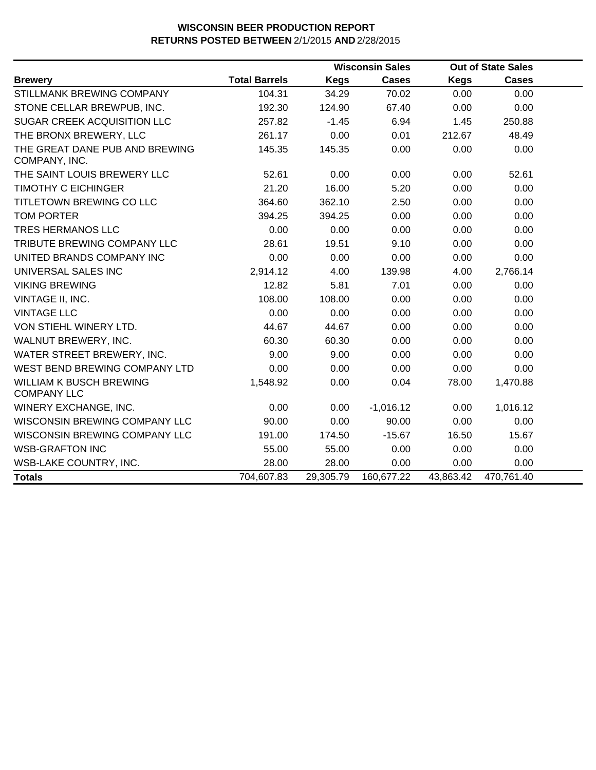**WISCONSIN BEER PRODUCTION REPORT**
**RETURNS POSTED BETWEEN** 2/1/2015 **AND** 2/28/2015

| | | Wisconsin Sales | | Out of State Sales | |
|---|---|---|---|---|---|
| **Brewery** | **Total Barrels** | **Kegs** | **Cases** | **Kegs** | **Cases** |
| STILLMANK BREWING COMPANY | 104.31 | 34.29 | 70.02 | 0.00 | 0.00 |
| STONE CELLAR BREWPUB, INC. | 192.30 | 124.90 | 67.40 | 0.00 | 0.00 |
| SUGAR CREEK ACQUISITION LLC | 257.82 | -1.45 | 6.94 | 1.45 | 250.88 |
| THE BRONX BREWERY, LLC | 261.17 | 0.00 | 0.01 | 212.67 | 48.49 |
| THE GREAT DANE PUB AND BREWING COMPANY, INC. | 145.35 | 145.35 | 0.00 | 0.00 | 0.00 |
| THE SAINT LOUIS BREWERY LLC | 52.61 | 0.00 | 0.00 | 0.00 | 52.61 |
| TIMOTHY C EICHINGER | 21.20 | 16.00 | 5.20 | 0.00 | 0.00 |
| TITLETOWN BREWING CO LLC | 364.60 | 362.10 | 2.50 | 0.00 | 0.00 |
| TOM PORTER | 394.25 | 394.25 | 0.00 | 0.00 | 0.00 |
| TRES HERMANOS LLC | 0.00 | 0.00 | 0.00 | 0.00 | 0.00 |
| TRIBUTE BREWING COMPANY LLC | 28.61 | 19.51 | 9.10 | 0.00 | 0.00 |
| UNITED BRANDS COMPANY INC | 0.00 | 0.00 | 0.00 | 0.00 | 0.00 |
| UNIVERSAL SALES INC | 2,914.12 | 4.00 | 139.98 | 4.00 | 2,766.14 |
| VIKING BREWING | 12.82 | 5.81 | 7.01 | 0.00 | 0.00 |
| VINTAGE II, INC. | 108.00 | 108.00 | 0.00 | 0.00 | 0.00 |
| VINTAGE LLC | 0.00 | 0.00 | 0.00 | 0.00 | 0.00 |
| VON STIEHL WINERY LTD. | 44.67 | 44.67 | 0.00 | 0.00 | 0.00 |
| WALNUT BREWERY, INC. | 60.30 | 60.30 | 0.00 | 0.00 | 0.00 |
| WATER STREET BREWERY, INC. | 9.00 | 9.00 | 0.00 | 0.00 | 0.00 |
| WEST BEND BREWING COMPANY LTD | 0.00 | 0.00 | 0.00 | 0.00 | 0.00 |
| WILLIAM K BUSCH BREWING COMPANY LLC | 1,548.92 | 0.00 | 0.04 | 78.00 | 1,470.88 |
| WINERY EXCHANGE, INC. | 0.00 | 0.00 | -1,016.12 | 0.00 | 1,016.12 |
| WISCONSIN BREWING COMPANY LLC | 90.00 | 0.00 | 90.00 | 0.00 | 0.00 |
| WISCONSIN BREWING COMPANY LLC | 191.00 | 174.50 | -15.67 | 16.50 | 15.67 |
| WSB-GRAFTON INC | 55.00 | 55.00 | 0.00 | 0.00 | 0.00 |
| WSB-LAKE COUNTRY, INC. | 28.00 | 28.00 | 0.00 | 0.00 | 0.00 |
| **Totals** | 704,607.83 | 29,305.79 | 160,677.22 | 43,863.42 | 470,761.40 |